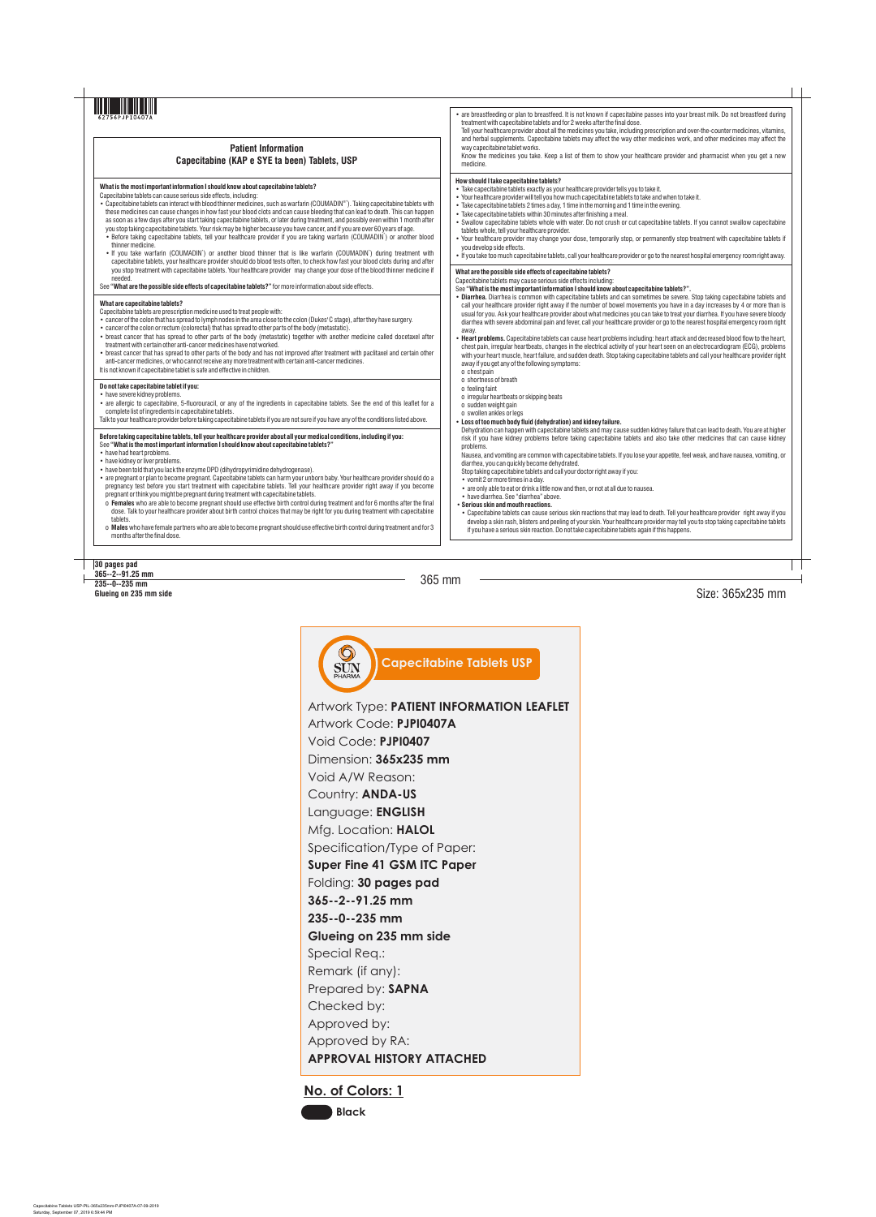62756PJPI0407A

## Patient Information
## Capecitabine (KAP e SYE ta been) Tablets, USP

**What is the most important information I should know about capecitabine tablets?**

Capecitabine tablets can cause serious side effects, including:

- Capecitabine tablets can interact with blood thinner medicines, such as warfarin (COUMADIN®). Taking capecitabine tablets with these medicines can cause changes in how fast your blood clots and can cause bleeding that can lead to death. This can happen as soon as a few days after you start taking capecitabine tablets, or later during treatment, and possibly even within 1 month after you stop taking capecitabine tablets. Your risk may be higher because you have cancer, and if you are over 60 years of age.
  - Before taking capecitabine tablets, tell your healthcare provider if you are taking warfarin (COUMADIN®) or another blood thinner medicine.
  - If you take warfarin (COUMADIN®) or another blood thinner that is like warfarin (COUMADIN®) during treatment with capecitabine tablets, your healthcare provider should do blood tests often, to check how fast your blood clots during and after you stop treatment with capecitabine tablets. Your healthcare provider may change your dose of the blood thinner medicine if needed.

See **"What are the possible side effects of capecitabine tablets?"** for more information about side effects.

**What are capecitabine tablets?**

Capecitabine tablets are prescription medicine used to treat people with:

- cancer of the colon that has spread to lymph nodes in the area close to the colon (Dukes' C stage), after they have surgery.
- cancer of the colon or rectum (colorectal) that has spread to other parts of the body (metastatic).
- breast cancer that has spread to other parts of the body (metastatic) together with another medicine called docetaxel after treatment with certain other anti-cancer medicines have not worked.
- breast cancer that has spread to other parts of the body and has not improved after treatment with paclitaxel and certain other anti-cancer medicines, or who cannot receive any more treatment with certain anti-cancer medicines.

It is not known if capecitabine tablet is safe and effective in children.

**Do not take capecitabine tablet if you:**

- have severe kidney problems.
- are allergic to capecitabine, 5-fluorouracil, or any of the ingredients in capecitabine tablets. See the end of this leaflet for a complete list of ingredients in capecitabine tablets.

Talk to your healthcare provider before taking capecitabine tablets if you are not sure if you have any of the conditions listed above.

**Before taking capecitabine tablets, tell your healthcare provider about all your medical conditions, including if you:**

See **"What is the most important information I should know about capecitabine tablets?"**

- have had heart problems.
- have kidney or liver problems.
- have been told that you lack the enzyme DPD (dihydropyrimidine dehydrogenase).
- are pregnant or plan to become pregnant. Capecitabine tablets can harm your unborn baby. Your healthcare provider should do a pregnancy test before you start treatment with capecitabine tablets. Tell your healthcare provider right away if you become pregnant or think you might be pregnant during treatment with capecitabine tablets.
  - o **Females** who are able to become pregnant should use effective birth control during treatment and for 6 months after the final dose. Talk to your healthcare provider about birth control choices that may be right for you during treatment with capecitabine tablets.
  - o **Males** who have female partners who are able to become pregnant should use effective birth control during treatment and for 3 months after the final dose.
- are breastfeeding or plan to breastfeed. It is not known if capecitabine passes into your breast milk. Do not breastfeed during treatment with capecitabine tablets and for 2 weeks after the final dose.

Tell your healthcare provider about all the medicines you take, including prescription and over-the-counter medicines, vitamins, and herbal supplements. Capecitabine tablets may affect the way other medicines work, and other medicines may affect the way capecitabine tablet works.

Know the medicines you take. Keep a list of them to show your healthcare provider and pharmacist when you get a new medicine.

**How should I take capecitabine tablets?**

- Take capecitabine tablets exactly as your healthcare provider tells you to take it.
- Your healthcare provider will tell you how much capecitabine tablets to take and when to take it.
- Take capecitabine tablets 2 times a day, 1 time in the morning and 1 time in the evening.
- Take capecitabine tablets within 30 minutes after finishing a meal.
- Swallow capecitabine tablets whole with water. Do not crush or cut capecitabine tablets. If you cannot swallow capecitabine tablets whole, tell your healthcare provider.
- Your healthcare provider may change your dose, temporarily stop, or permanently stop treatment with capecitabine tablets if you develop side effects.
- If you take too much capecitabine tablets, call your healthcare provider or go to the nearest hospital emergency room right away.

**What are the possible side effects of capecitabine tablets?**

Capecitabine tablets may cause serious side effects including:

See **"What is the most important information I should know about capecitabine tablets?".**

- **Diarrhea.** Diarrhea is common with capecitabine tablets and can sometimes be severe. Stop taking capecitabine tablets and call your healthcare provider right away if the number of bowel movements you have in a day increases by 4 or more than is usual for you. Ask your healthcare provider about what medicines you can take to treat your diarrhea. If you have severe bloody diarrhea with severe abdominal pain and fever, call your healthcare provider or go to the nearest hospital emergency room right away.
- **Heart problems.** Capecitabine tablets can cause heart problems including: heart attack and decreased blood flow to the heart, chest pain, irregular heartbeats, changes in the electrical activity of your heart seen on an electrocardiogram (ECG), problems with your heart muscle, heart failure, and sudden death. Stop taking capecitabine tablets and call your healthcare provider right away if you get any of the following symptoms:
  - o chest pain
  - o shortness of breath
  - o feeling faint
  - o irregular heartbeats or skipping beats
  - o sudden weight gain
  - o swollen ankles or legs
- **Loss of too much body fluid (dehydration) and kidney failure.** Dehydration can happen with capecitabine tablets and may cause sudden kidney failure that can lead to death. You are at higher risk if you have kidney problems before taking capecitabine tablets and also take other medicines that can cause kidney problems.

  Nausea, and vomiting are common with capecitabine tablets. If you lose your appetite, feel weak, and have nausea, vomiting, or diarrhea, you can quickly become dehydrated.

  Stop taking capecitabine tablets and call your doctor right away if you:
  - vomit 2 or more times in a day.
  - are only able to eat or drink a little now and then, or not at all due to nausea.
  - have diarrhea. See "diarrhea" above.
- **Serious skin and mouth reactions.**
  - Capecitabine tablets can cause serious skin reactions that may lead to death. Tell your healthcare provider right away if you develop a skin rash, blisters and peeling of your skin. Your healthcare provider may tell you to stop taking capecitabine tablets if you have a serious skin reaction. Do not take capecitabine tablets again if this happens.

30 pages pad
365--2--91.25 mm
235--0--235 mm
Glueing on 235 mm side

365 mm

Size: 365x235 mm

**Capecitabine Tablets USP**

Artwork Type: **PATIENT INFORMATION LEAFLET**
Artwork Code: **PJPI0407A**
Void Code: **PJPI0407**
Dimension: **365x235 mm**
Void A/W Reason:
Country: **ANDA-US**
Language: **ENGLISH**
Mfg. Location: **HALOL**
Specification/Type of Paper:
**Super Fine 41 GSM ITC Paper**
Folding: **30 pages pad**
**365--2--91.25 mm**
**235--0--235 mm**
**Glueing on 235 mm side**
Special Req.:
Remark (if any):
Prepared by: **SAPNA**
Checked by:
Approved by:
Approved by RA:
**APPROVAL HISTORY ATTACHED**

**No. of Colors: 1**

**Black**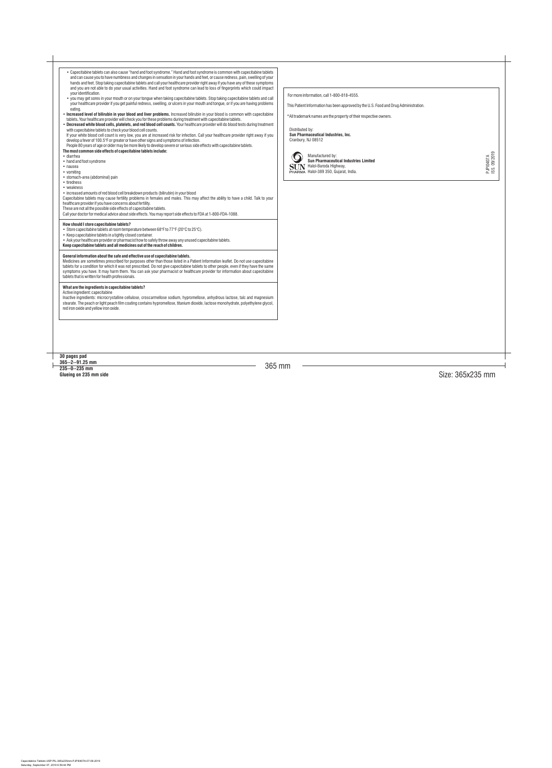- Capecitabine tablets can also cause "hand and foot syndrome." Hand and foot syndrome is common with capecitabine tablets and can cause you to have numbness and changes in sensation in your hands and feet, or cause redness, pain, swelling of your hands and feet. Stop taking capecitabine tablets and call your healthcare provider right away if you have any of these symptoms and you are not able to do your usual activities. Hand and foot syndrome can lead to loss of fingerprints which could impact your identification.
- you may get sores in your mouth or on your tongue when taking capecitabine tablets. Stop taking capecitabine tablets and call your healthcare provider if you get painful redness, swelling, or ulcers in your mouth and tongue, or if you are having problems eating.

- **Increased level of bilirubin in your blood and liver problems.** Increased bilirubin in your blood is common with capecitabine tablets. Your healthcare provider will check you for these problems during treatment with capecitabine tablets.
- **Decreased white blood cells, platelets, and red blood cell counts.** Your healthcare provider will do blood tests during treatment with capecitabine tablets to check your blood cell counts.
  If your white blood cell count is very low, you are at increased risk for infection. Call your healthcare provider right away if you develop a fever of 100.5°F or greater or have other signs and symptoms of infection.

People 80 years of age or older may be more likely to develop severe or serious side effects with capecitabine tablets.

**The most common side effects of capecitabine tablets include:**

- diarrhea
- hand and foot syndrome
- nausea
- vomiting
- stomach-area (abdominal) pain
- tiredness
- weakness
- increased amounts of red blood cell breakdown products (bilirubin) in your blood

Capecitabine tablets may cause fertility problems in females and males. This may affect the ability to have a child. Talk to your healthcare provider if you have concerns about fertility.

These are not all the possible side effects of capecitabine tablets.

Call your doctor for medical advice about side effects. You may report side effects to FDA at 1-800-FDA-1088.

**How should I store capecitabine tablets?**

- Store capecitabine tablets at room temperature between 68°F to 77°F (20°C to 25°C).
- Keep capecitabine tablets in a tightly closed container.
- Ask your healthcare provider or pharmacist how to safely throw away any unused capecitabine tablets.

**Keep capecitabine tablets and all medicines out of the reach of children.**

**General information about the safe and effective use of capecitabine tablets.**

Medicines are sometimes prescribed for purposes other than those listed in a Patient Information leaflet. Do not use capecitabine tablets for a condition for which it was not prescribed. Do not give capecitabine tablets to other people, even if they have the same symptoms you have. It may harm them. You can ask your pharmacist or healthcare provider for information about capecitabine tablets that is written for health professionals.

**What are the ingredients in capecitabine tablets?**

Active ingredient: capecitabine

Inactive ingredients: microcrystalline cellulose, croscarmellose sodium, hypromellose, anhydrous lactose, talc and magnesium stearate. The peach or light peach film coating contains hypromellose, titanium dioxide, lactose monohydrate, polyethylene glycol, red iron oxide and yellow iron oxide.

For more information, call 1-800-818-4555.

This Patient Information has been approved by the U.S. Food and Drug Administration.

*All trademark names are the property of their respective owners.

Distributed by:
**Sun Pharmaceutical Industries, Inc.**
Cranbury, NJ 08512

Manufactured by:
**Sun Pharmaceutical Industries Limited**
Halol-Baroda Highway,
Halol-389 350, Gujarat, India.

PJPI0407A
ISS. 09/2019

30 pages pad
365--2--91.25 mm
235--0--235 mm
Glueing on 235 mm side

365 mm

Size: 365x235 mm